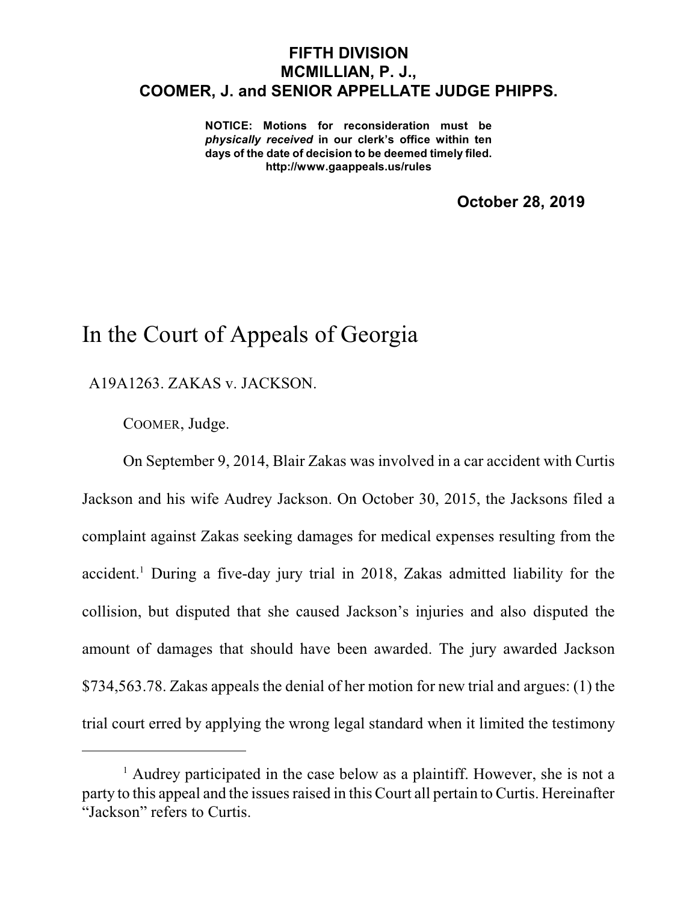**FIFTH DIVISION**
**MCMILLIAN, P. J.,**
**COOMER, J. and SENIOR APPELLATE JUDGE PHIPPS.**

**NOTICE: Motions for reconsideration must be *physically received* in our clerk's office within ten days of the date of decision to be deemed timely filed. http://www.gaappeals.us/rules**

**October 28, 2019**

# In the Court of Appeals of Georgia

A19A1263. ZAKAS v. JACKSON.

COOMER, Judge.

On September 9, 2014, Blair Zakas was involved in a car accident with Curtis Jackson and his wife Audrey Jackson. On October 30, 2015, the Jacksons filed a complaint against Zakas seeking damages for medical expenses resulting from the accident.[1] During a five-day jury trial in 2018, Zakas admitted liability for the collision, but disputed that she caused Jackson's injuries and also disputed the amount of damages that should have been awarded. The jury awarded Jackson $734,563.78. Zakas appeals the denial of her motion for new trial and argues: (1) the trial court erred by applying the wrong legal standard when it limited the testimony

---

[1] Audrey participated in the case below as a plaintiff. However, she is not a party to this appeal and the issues raised in this Court all pertain to Curtis. Hereinafter "Jackson" refers to Curtis.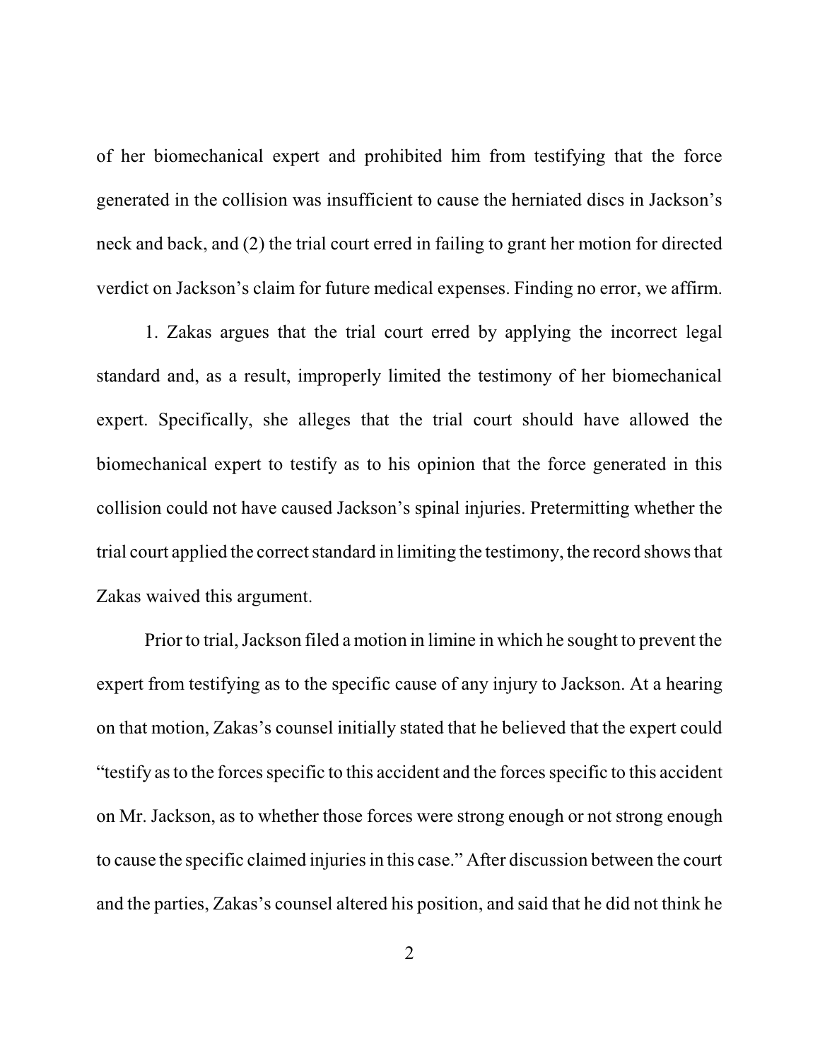of her biomechanical expert and prohibited him from testifying that the force generated in the collision was insufficient to cause the herniated discs in Jackson's neck and back, and (2) the trial court erred in failing to grant her motion for directed verdict on Jackson's claim for future medical expenses. Finding no error, we affirm.

1. Zakas argues that the trial court erred by applying the incorrect legal standard and, as a result, improperly limited the testimony of her biomechanical expert. Specifically, she alleges that the trial court should have allowed the biomechanical expert to testify as to his opinion that the force generated in this collision could not have caused Jackson's spinal injuries. Pretermitting whether the trial court applied the correct standard in limiting the testimony, the record shows that Zakas waived this argument.

Prior to trial, Jackson filed a motion in limine in which he sought to prevent the expert from testifying as to the specific cause of any injury to Jackson. At a hearing on that motion, Zakas's counsel initially stated that he believed that the expert could "testify as to the forces specific to this accident and the forces specific to this accident on Mr. Jackson, as to whether those forces were strong enough or not strong enough to cause the specific claimed injuries in this case." After discussion between the court and the parties, Zakas's counsel altered his position, and said that he did not think he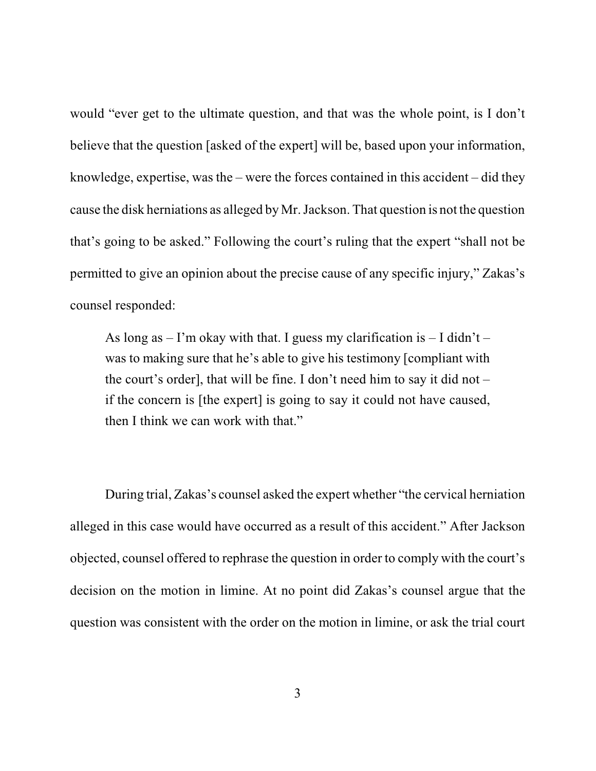would "ever get to the ultimate question, and that was the whole point, is I don't believe that the question [asked of the expert] will be, based upon your information, knowledge, expertise, was the – were the forces contained in this accident – did they cause the disk herniations as alleged by Mr. Jackson. That question is not the question that's going to be asked." Following the court's ruling that the expert "shall not be permitted to give an opinion about the precise cause of any specific injury," Zakas's counsel responded:

> As long as – I'm okay with that. I guess my clarification is – I didn't – was to making sure that he's able to give his testimony [compliant with the court's order], that will be fine. I don't need him to say it did not – if the concern is [the expert] is going to say it could not have caused, then I think we can work with that."

During trial, Zakas's counsel asked the expert whether "the cervical herniation alleged in this case would have occurred as a result of this accident." After Jackson objected, counsel offered to rephrase the question in order to comply with the court's decision on the motion in limine. At no point did Zakas's counsel argue that the question was consistent with the order on the motion in limine, or ask the trial court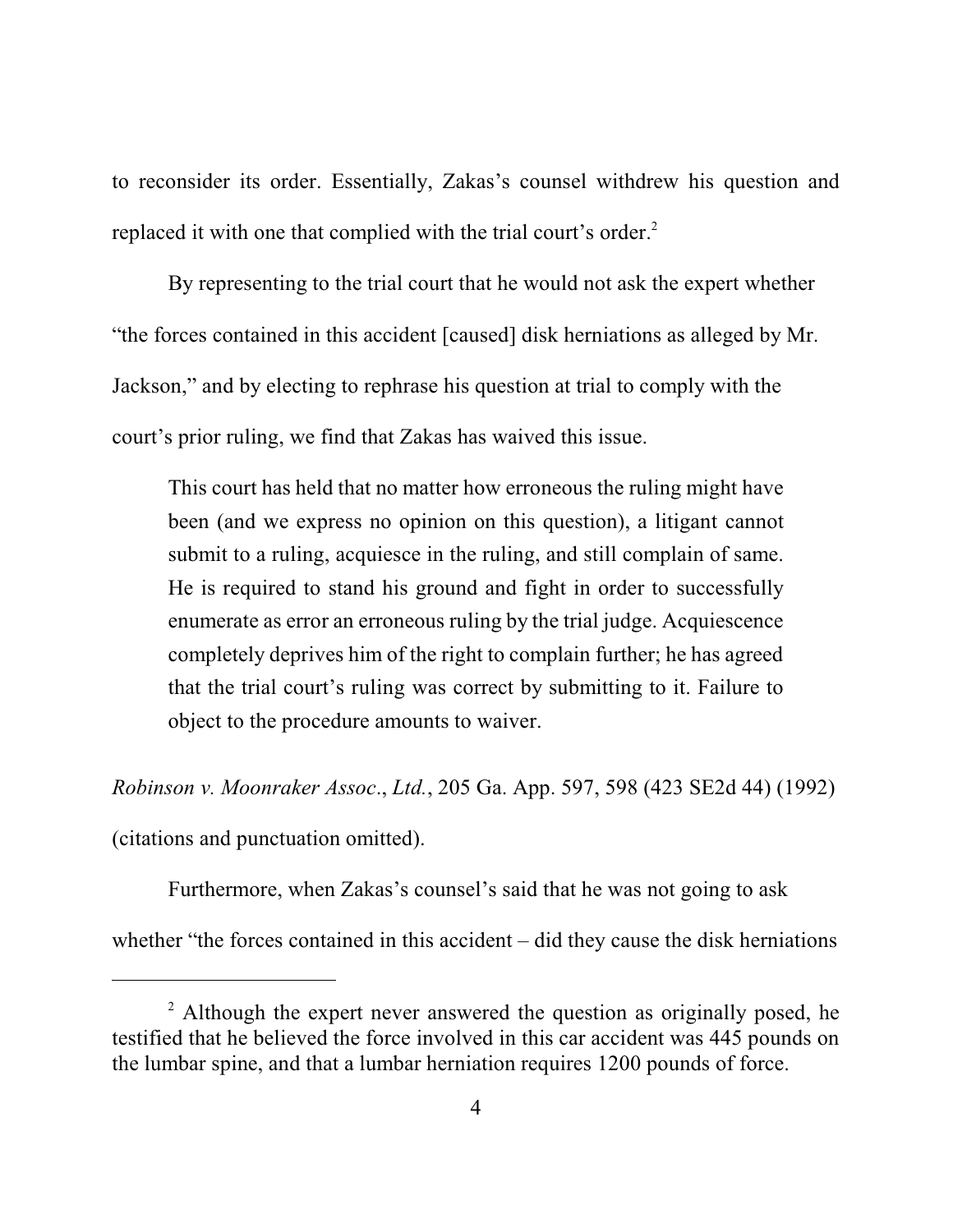to reconsider its order. Essentially, Zakas's counsel withdrew his question and replaced it with one that complied with the trial court's order.[2]

By representing to the trial court that he would not ask the expert whether "the forces contained in this accident [caused] disk herniations as alleged by Mr. Jackson," and by electing to rephrase his question at trial to comply with the court's prior ruling, we find that Zakas has waived this issue.

> This court has held that no matter how erroneous the ruling might have been (and we express no opinion on this question), a litigant cannot submit to a ruling, acquiesce in the ruling, and still complain of same. He is required to stand his ground and fight in order to successfully enumerate as error an erroneous ruling by the trial judge. Acquiescence completely deprives him of the right to complain further; he has agreed that the trial court's ruling was correct by submitting to it. Failure to object to the procedure amounts to waiver.

*Robinson v. Moonraker Assoc., Ltd.*, 205 Ga. App. 597, 598 (423 SE2d 44) (1992) (citations and punctuation omitted).

Furthermore, when Zakas's counsel's said that he was not going to ask whether "the forces contained in this accident – did they cause the disk herniations

---

[2] Although the expert never answered the question as originally posed, he testified that he believed the force involved in this car accident was 445 pounds on the lumbar spine, and that a lumbar herniation requires 1200 pounds of force.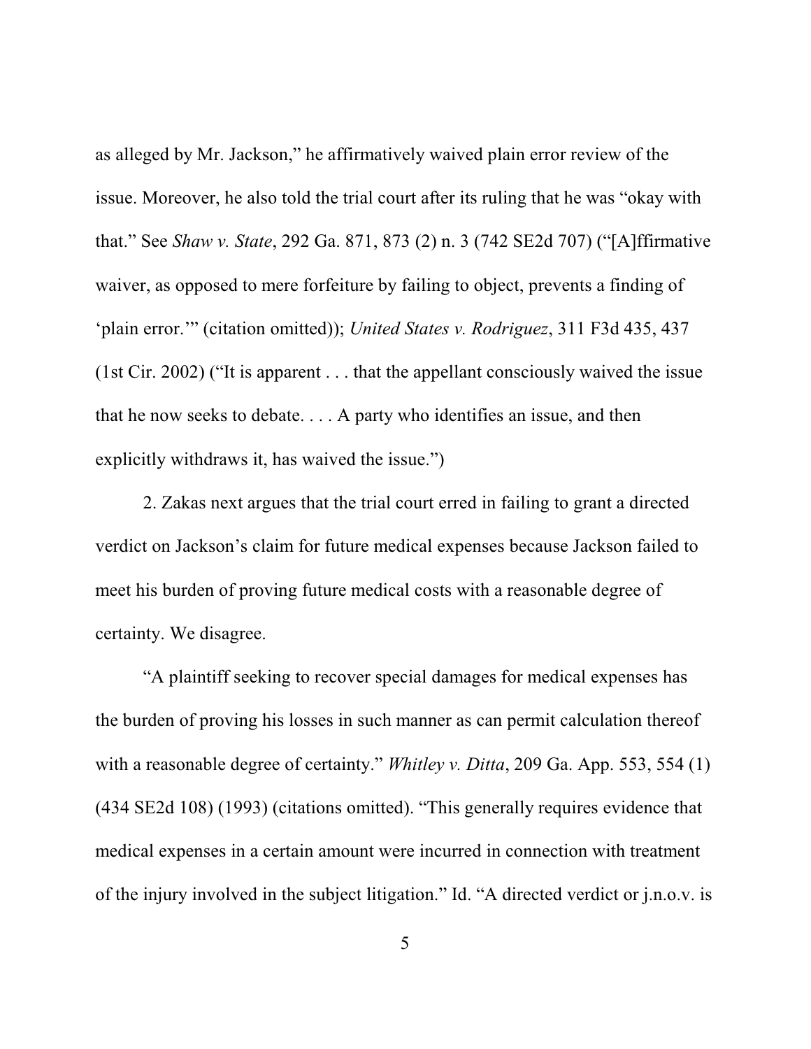as alleged by Mr. Jackson," he affirmatively waived plain error review of the issue. Moreover, he also told the trial court after its ruling that he was "okay with that." See *Shaw v. State*, 292 Ga. 871, 873 (2) n. 3 (742 SE2d 707) ("[A]ffirmative waiver, as opposed to mere forfeiture by failing to object, prevents a finding of 'plain error.'" (citation omitted)); *United States v. Rodriguez*, 311 F3d 435, 437 (1st Cir. 2002) ("It is apparent . . . that the appellant consciously waived the issue that he now seeks to debate. . . . A party who identifies an issue, and then explicitly withdraws it, has waived the issue.")

2. Zakas next argues that the trial court erred in failing to grant a directed verdict on Jackson's claim for future medical expenses because Jackson failed to meet his burden of proving future medical costs with a reasonable degree of certainty. We disagree.

"A plaintiff seeking to recover special damages for medical expenses has the burden of proving his losses in such manner as can permit calculation thereof with a reasonable degree of certainty." *Whitley v. Ditta*, 209 Ga. App. 553, 554 (1) (434 SE2d 108) (1993) (citations omitted). "This generally requires evidence that medical expenses in a certain amount were incurred in connection with treatment of the injury involved in the subject litigation." Id. "A directed verdict or j.n.o.v. is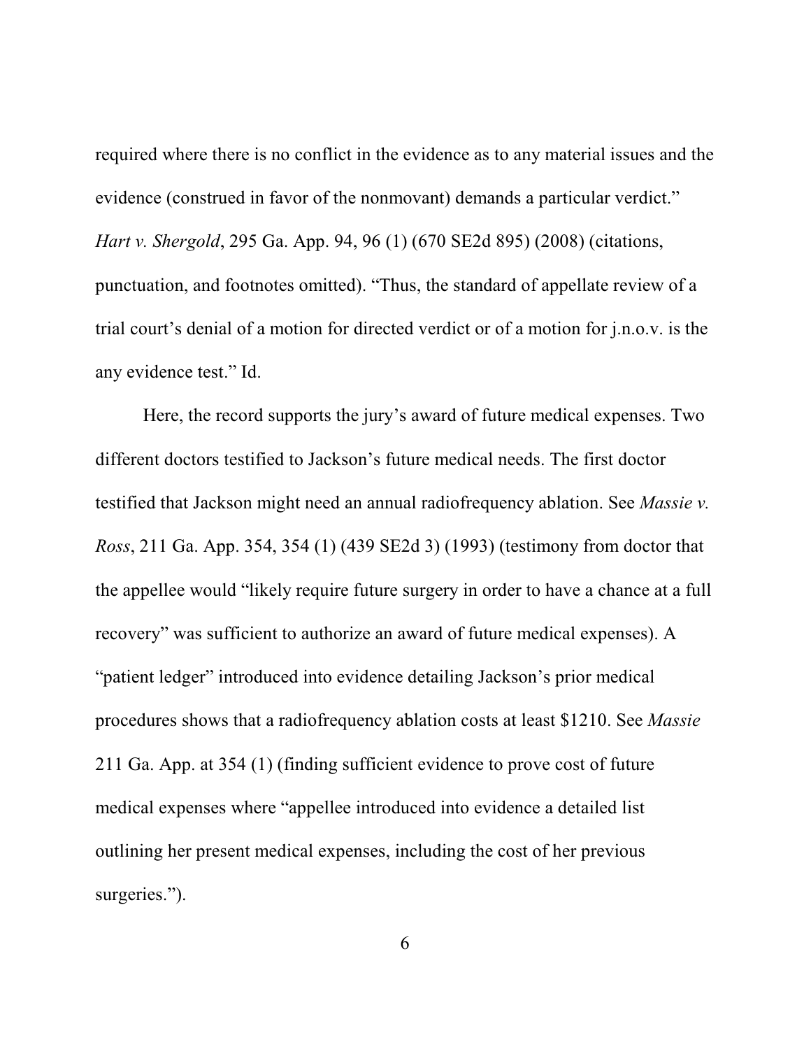required where there is no conflict in the evidence as to any material issues and the evidence (construed in favor of the nonmovant) demands a particular verdict." *Hart v. Shergold*, 295 Ga. App. 94, 96 (1) (670 SE2d 895) (2008) (citations, punctuation, and footnotes omitted). "Thus, the standard of appellate review of a trial court's denial of a motion for directed verdict or of a motion for j.n.o.v. is the any evidence test." Id.

Here, the record supports the jury's award of future medical expenses. Two different doctors testified to Jackson's future medical needs. The first doctor testified that Jackson might need an annual radiofrequency ablation. See *Massie v. Ross*, 211 Ga. App. 354, 354 (1) (439 SE2d 3) (1993) (testimony from doctor that the appellee would "likely require future surgery in order to have a chance at a full recovery" was sufficient to authorize an award of future medical expenses). A "patient ledger" introduced into evidence detailing Jackson's prior medical procedures shows that a radiofrequency ablation costs at least $1210. See *Massie* 211 Ga. App. at 354 (1) (finding sufficient evidence to prove cost of future medical expenses where "appellee introduced into evidence a detailed list outlining her present medical expenses, including the cost of her previous surgeries.").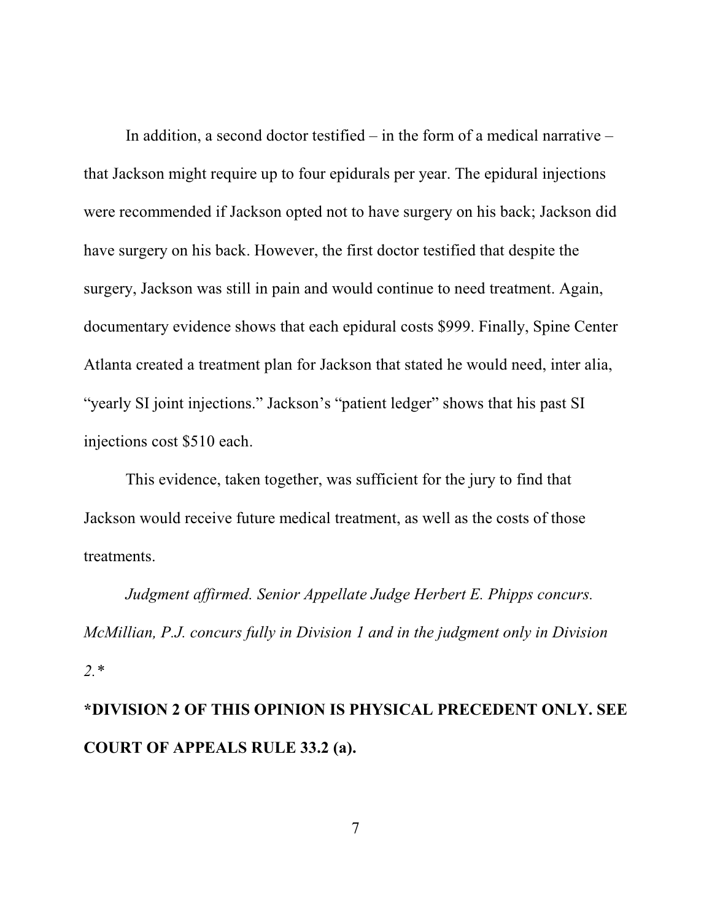In addition, a second doctor testified – in the form of a medical narrative – that Jackson might require up to four epidurals per year. The epidural injections were recommended if Jackson opted not to have surgery on his back; Jackson did have surgery on his back. However, the first doctor testified that despite the surgery, Jackson was still in pain and would continue to need treatment. Again, documentary evidence shows that each epidural costs $999. Finally, Spine Center Atlanta created a treatment plan for Jackson that stated he would need, inter alia, "yearly SI joint injections." Jackson's "patient ledger" shows that his past SI injections cost $510 each.

This evidence, taken together, was sufficient for the jury to find that Jackson would receive future medical treatment, as well as the costs of those treatments.

*Judgment affirmed. Senior Appellate Judge Herbert E. Phipps concurs. McMillian, P.J. concurs fully in Division 1 and in the judgment only in Division 2.**

**\*DIVISION 2 OF THIS OPINION IS PHYSICAL PRECEDENT ONLY. SEE COURT OF APPEALS RULE 33.2 (a).**